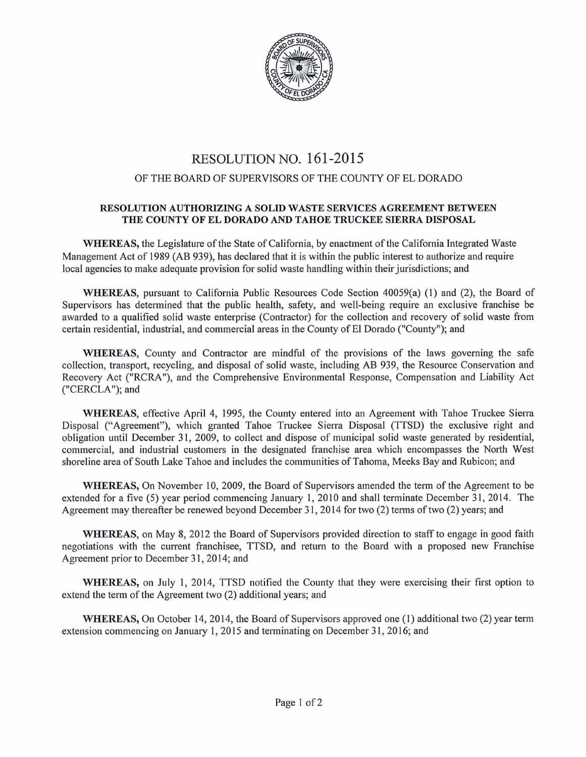# RESOLUTION NO. 161-2015

## OF THE BOARD OF SUPERVISORS OF THE COUNTY OF EL DORADO

### RESOLUTION AUTHORIZING A SOLID WASTE SERVICES AGREEMENT BETWEEN THE COUNTY OF EL DORADO AND TAHOE TRUCKEE SIERRA DISPOSAL

**WHEREAS,** the Legislature of the State of California, by enactment of the California Integrated Waste Management Act of 1989 (AB 939), has declared that it is within the public interest to authorize and require local agencies to make adequate provision for solid waste handling within their jurisdictions; and

**WHEREAS,** pursuant to California Public Resources Code Section 40059(a) (1) and (2), the Board of Supervisors has determined that the public health, safety, and well-being require an exclusive franchise be awarded to a qualified solid waste enterprise (Contractor) for the collection and recovery of solid waste from certain residential, industrial, and commercial areas in the County of El Dorado ("County"); and

**WHEREAS,** County and Contractor are mindful of the provisions of the laws governing the safe collection, transport, recycling, and disposal of solid waste, including AB 939, the Resource Conservation and Recovery Act ("RCRA"), and the Comprehensive Environmental Response, Compensation and Liability Act ("CERCLA"); and

**WHEREAS,** effective April 4, 1995, the County entered into an Agreement with Tahoe Truckee Sierra Disposal ("Agreement"), which granted Tahoe Truckee Sierra Disposal (TTSD) the exclusive right and obligation until December 31, 2009, to collect and dispose of municipal solid waste generated by residential, commercial, and industrial customers in the designated franchise area which encompasses the North West shoreline area of South Lake Tahoe and includes the communities of Tahoma, Meeks Bay and Rubicon; and

**WHEREAS,** On November 10, 2009, the Board of Supervisors amended the term of the Agreement to be extended for a five (5) year period commencing January 1, 2010 and shall terminate December 31, 2014. The Agreement may thereafter be renewed beyond December 31, 2014 for two (2) terms of two (2) years; and

**WHEREAS,** on May 8, 2012 the Board of Supervisors provided direction to staff to engage in good faith negotiations with the current franchisee, TTSD, and return to the Board with a proposed new Franchise Agreement prior to December 31, 2014; and

**WHEREAS,** on July 1, 2014, TTSD notified the County that they were exercising their first option to extend the term of the Agreement two (2) additional years; and

**WHEREAS,** On October 14, 2014, the Board of Supervisors approved one (1) additional two (2) year term extension commencing on January 1, 2015 and terminating on December 31, 2016; and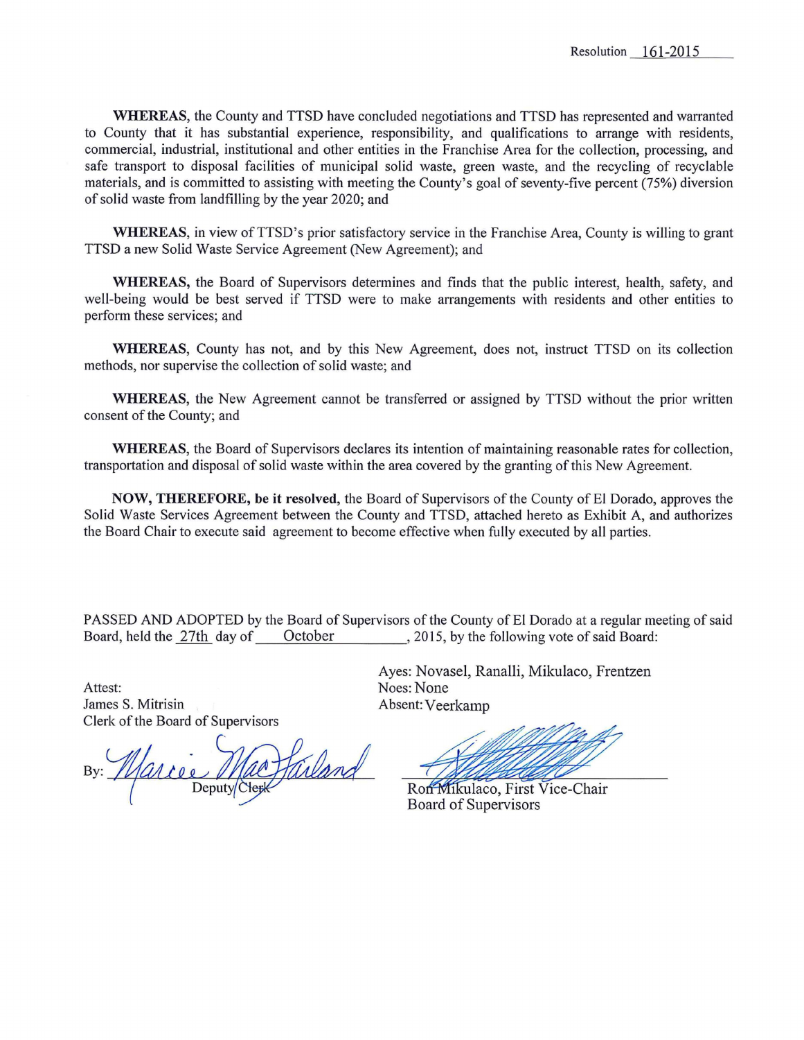Resolution 161-2015

**WHEREAS**, the County and TTSD have concluded negotiations and TTSD has represented and warranted to County that it has substantial experience, responsibility, and qualifications to arrange with residents, commercial, industrial, institutional and other entities in the Franchise Area for the collection, processing, and safe transport to disposal facilities of municipal solid waste, green waste, and the recycling of recyclable materials, and is committed to assisting with meeting the County's goal of seventy-five percent (75%) diversion of solid waste from landfilling by the year 2020; and

**WHEREAS**, in view of TTSD's prior satisfactory service in the Franchise Area, County is willing to grant TTSD a new Solid Waste Service Agreement (New Agreement); and

**WHEREAS,** the Board of Supervisors determines and finds that the public interest, health, safety, and well-being would be best served if TTSD were to make arrangements with residents and other entities to perform these services; and

**WHEREAS**, County has not, and by this New Agreement, does not, instruct TTSD on its collection methods, nor supervise the collection of solid waste; and

**WHEREAS**, the New Agreement cannot be transferred or assigned by TTSD without the prior written consent of the County; and

**WHEREAS**, the Board of Supervisors declares its intention of maintaining reasonable rates for collection, transportation and disposal of solid waste within the area covered by the granting of this New Agreement.

**NOW, THEREFORE, be it resolved,** the Board of Supervisors of the County of El Dorado, approves the Solid Waste Services Agreement between the County and TTSD, attached hereto as Exhibit A, and authorizes the Board Chair to execute said agreement to become effective when fully executed by all parties.

PASSED AND ADOPTED by the Board of Supervisors of the County of El Dorado at a regular meeting of said Board, held the 27th day of October, 2015, by the following vote of said Board:

Ayes: Novasel, Ranalli, Mikulaco, Frentzen
Noes: None
Absent: Veerkamp

Attest:
James S. Mitrisin
Clerk of the Board of Supervisors

By: _______________
Deputy Clerk

_______________
Ron Mikulaco, First Vice-Chair
Board of Supervisors